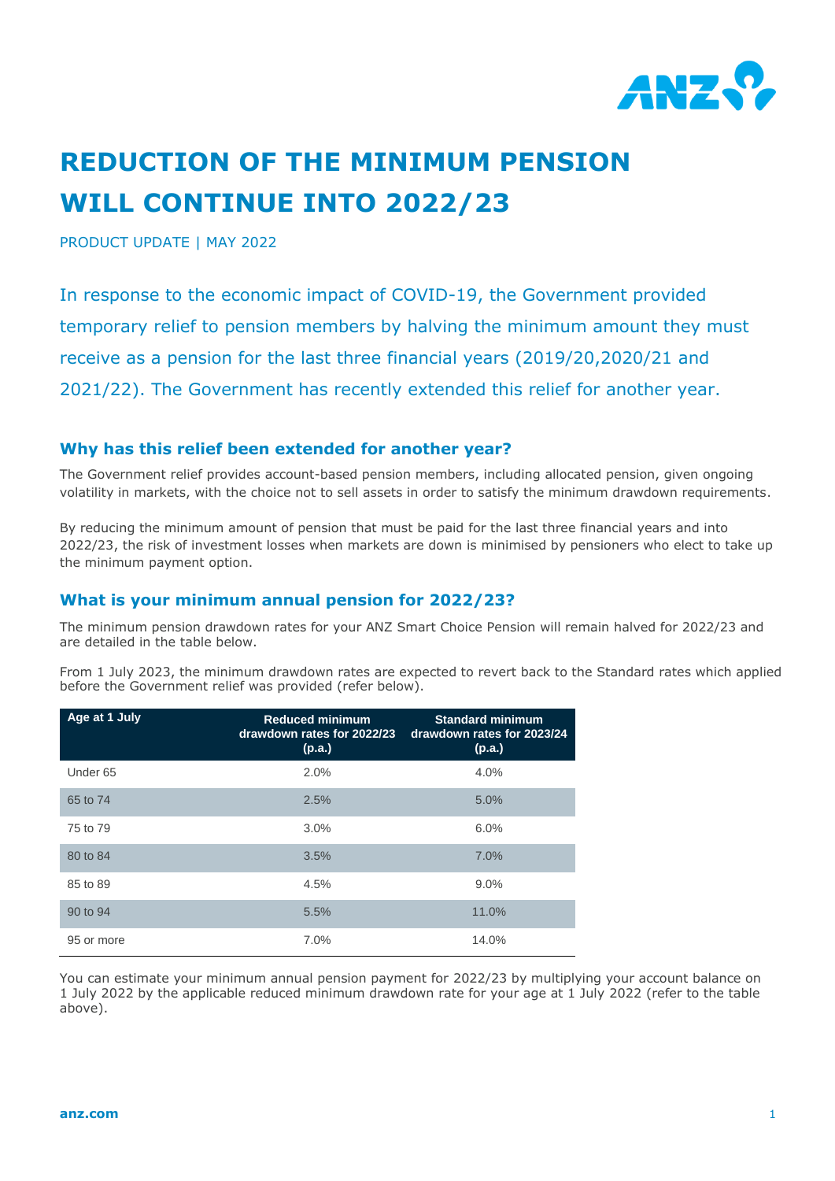# REDUCTION OF THE MINIMUM PENSION WILL CONTINUE INTO 2022/23

PRODUCT UPDATE | MAY 2022

In response to the economic impact of COVID-19, the Government provided temporary relief to pension members by halving the minimum amount they must receive as a pension for the last three financial years (2019/20,2020/21 and 2021/22). The Government has recently extended this relief for another year.

## Why has this relief been extended for another year?

The Government relief provides account-based pension members, including allocated pension, given ongoing volatility in markets, with the choice not to sell assets in order to satisfy the minimum drawdown requirements.

By reducing the minimum amount of pension that must be paid for the last three financial years and into 2022/23, the risk of investment losses when markets are down is minimised by pensioners who elect to take up the minimum payment option.

## What is your minimum annual pension for 2022/23?

The minimum pension drawdown rates for your ANZ Smart Choice Pension will remain halved for 2022/23 and are detailed in the table below.

From 1 July 2023, the minimum drawdown rates are expected to revert back to the Standard rates which applied before the Government relief was provided (refer below).

| Age at 1 July | Reduced minimum drawdown rates for 2022/23 (p.a.) | Standard minimum drawdown rates for 2023/24 (p.a.) |
|---|---|---|
| Under 65 | 2.0% | 4.0% |
| 65 to 74 | 2.5% | 5.0% |
| 75 to 79 | 3.0% | 6.0% |
| 80 to 84 | 3.5% | 7.0% |
| 85 to 89 | 4.5% | 9.0% |
| 90 to 94 | 5.5% | 11.0% |
| 95 or more | 7.0% | 14.0% |

You can estimate your minimum annual pension payment for 2022/23 by multiplying your account balance on 1 July 2022 by the applicable reduced minimum drawdown rate for your age at 1 July 2022 (refer to the table above).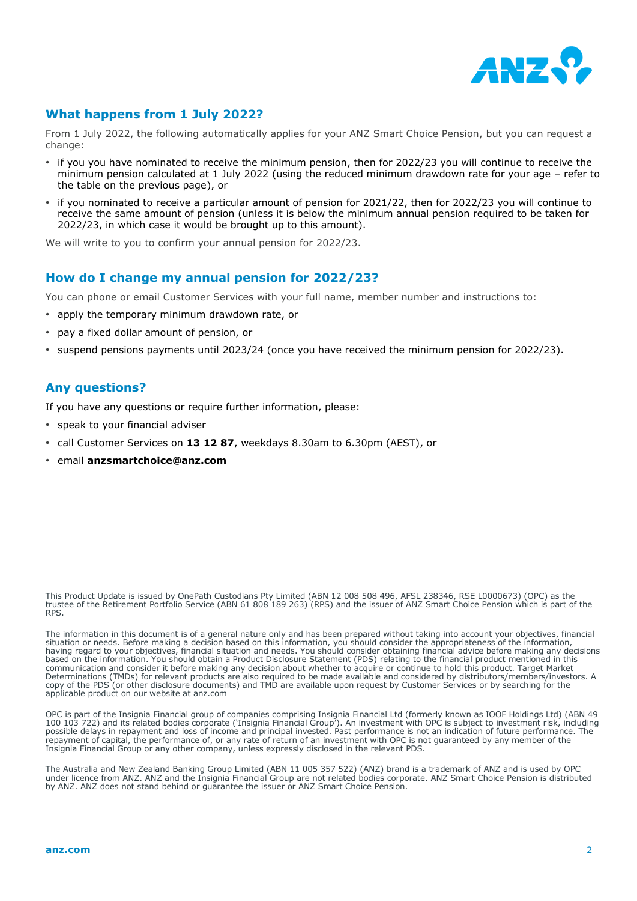## What happens from 1 July 2022?

From 1 July 2022, the following automatically applies for your ANZ Smart Choice Pension, but you can request a change:

- if you you have nominated to receive the minimum pension, then for 2022/23 you will continue to receive the minimum pension calculated at 1 July 2022 (using the reduced minimum drawdown rate for your age – refer to the table on the previous page), or
- if you nominated to receive a particular amount of pension for 2021/22, then for 2022/23 you will continue to receive the same amount of pension (unless it is below the minimum annual pension required to be taken for 2022/23, in which case it would be brought up to this amount).

We will write to you to confirm your annual pension for 2022/23.

## How do I change my annual pension for 2022/23?

You can phone or email Customer Services with your full name, member number and instructions to:

- apply the temporary minimum drawdown rate, or
- pay a fixed dollar amount of pension, or
- suspend pensions payments until 2023/24 (once you have received the minimum pension for 2022/23).

## Any questions?

If you have any questions or require further information, please:

- speak to your financial adviser
- call Customer Services on **13 12 87**, weekdays 8.30am to 6.30pm (AEST), or
- email **anzsmartchoice@anz.com**

This Product Update is issued by OnePath Custodians Pty Limited (ABN 12 008 508 496, AFSL 238346, RSE L0000673) (OPC) as the trustee of the Retirement Portfolio Service (ABN 61 808 189 263) (RPS) and the issuer of ANZ Smart Choice Pension which is part of the RPS.

The information in this document is of a general nature only and has been prepared without taking into account your objectives, financial situation or needs. Before making a decision based on this information, you should consider the appropriateness of the information, having regard to your objectives, financial situation and needs. You should consider obtaining financial advice before making any decisions based on the information. You should obtain a Product Disclosure Statement (PDS) relating to the financial product mentioned in this communication and consider it before making any decision about whether to acquire or continue to hold this product. Target Market Determinations (TMDs) for relevant products are also required to be made available and considered by distributors/members/investors. A copy of the PDS (or other disclosure documents) and TMD are available upon request by Customer Services or by searching for the applicable product on our website at anz.com

OPC is part of the Insignia Financial group of companies comprising Insignia Financial Ltd (formerly known as IOOF Holdings Ltd) (ABN 49 100 103 722) and its related bodies corporate ('Insignia Financial Group'). An investment with OPC is subject to investment risk, including possible delays in repayment and loss of income and principal invested. Past performance is not an indication of future performance. The repayment of capital, the performance of, or any rate of return of an investment with OPC is not guaranteed by any member of the Insignia Financial Group or any other company, unless expressly disclosed in the relevant PDS.

The Australia and New Zealand Banking Group Limited (ABN 11 005 357 522) (ANZ) brand is a trademark of ANZ and is used by OPC under licence from ANZ. ANZ and the Insignia Financial Group are not related bodies corporate. ANZ Smart Choice Pension is distributed by ANZ. ANZ does not stand behind or guarantee the issuer or ANZ Smart Choice Pension.